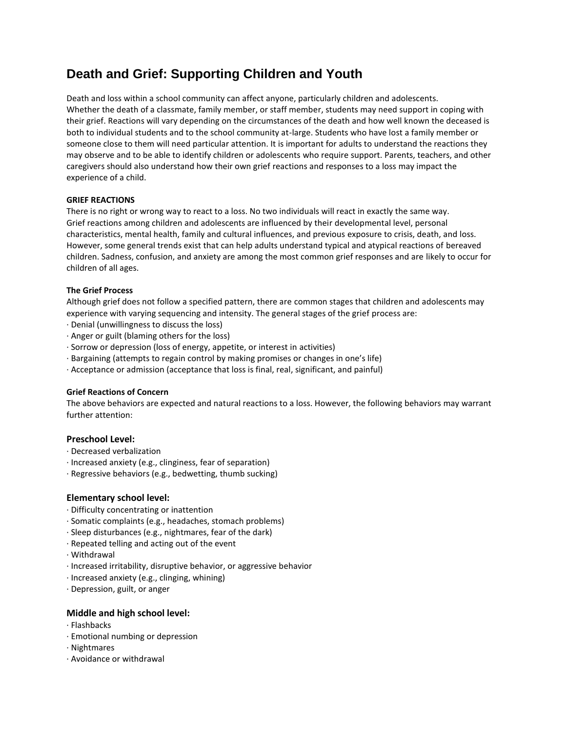# Death and Grief: Supporting Children and Youth

Death and loss within a school community can affect anyone, particularly children and adolescents. Whether the death of a classmate, family member, or staff member, students may need support in coping with their grief. Reactions will vary depending on the circumstances of the death and how well known the deceased is both to individual students and to the school community at-large. Students who have lost a family member or someone close to them will need particular attention. It is important for adults to understand the reactions they may observe and to be able to identify children or adolescents who require support. Parents, teachers, and other caregivers should also understand how their own grief reactions and responses to a loss may impact the experience of a child.

## GRIEF REACTIONS

There is no right or wrong way to react to a loss. No two individuals will react in exactly the same way. Grief reactions among children and adolescents are influenced by their developmental level, personal characteristics, mental health, family and cultural influences, and previous exposure to crisis, death, and loss. However, some general trends exist that can help adults understand typical and atypical reactions of bereaved children. Sadness, confusion, and anxiety are among the most common grief responses and are likely to occur for children of all ages.

### The Grief Process

Although grief does not follow a specified pattern, there are common stages that children and adolescents may experience with varying sequencing and intensity. The general stages of the grief process are:

- Denial (unwillingness to discuss the loss)
- Anger or guilt (blaming others for the loss)
- Sorrow or depression (loss of energy, appetite, or interest in activities)
- Bargaining (attempts to regain control by making promises or changes in one's life)
- Acceptance or admission (acceptance that loss is final, real, significant, and painful)

### Grief Reactions of Concern

The above behaviors are expected and natural reactions to a loss. However, the following behaviors may warrant further attention:

#### Preschool Level:

- Decreased verbalization
- Increased anxiety (e.g., clinginess, fear of separation)
- Regressive behaviors (e.g., bedwetting, thumb sucking)

#### Elementary school level:

- Difficulty concentrating or inattention
- Somatic complaints (e.g., headaches, stomach problems)
- Sleep disturbances (e.g., nightmares, fear of the dark)
- Repeated telling and acting out of the event
- Withdrawal
- Increased irritability, disruptive behavior, or aggressive behavior
- Increased anxiety (e.g., clinging, whining)
- Depression, guilt, or anger

#### Middle and high school level:

- Flashbacks
- Emotional numbing or depression
- Nightmares
- Avoidance or withdrawal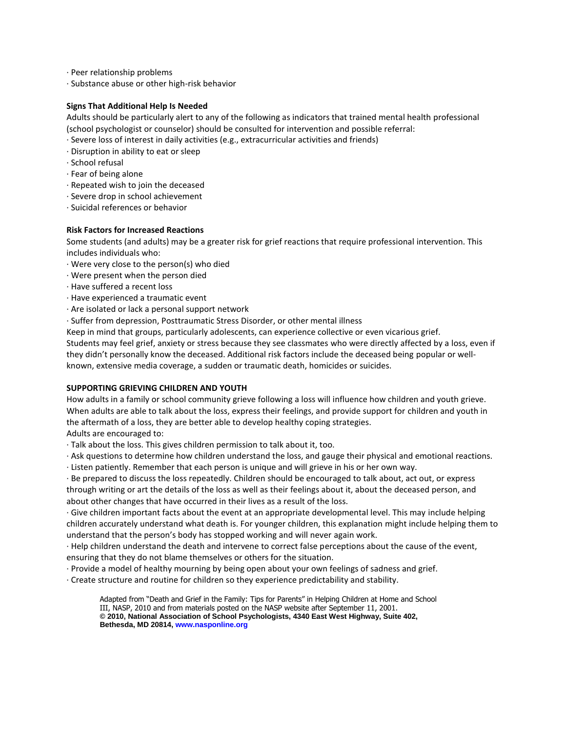· Peer relationship problems
· Substance abuse or other high-risk behavior

**Signs That Additional Help Is Needed**

Adults should be particularly alert to any of the following as indicators that trained mental health professional (school psychologist or counselor) should be consulted for intervention and possible referral:
· Severe loss of interest in daily activities (e.g., extracurricular activities and friends)
· Disruption in ability to eat or sleep
· School refusal
· Fear of being alone
· Repeated wish to join the deceased
· Severe drop in school achievement
· Suicidal references or behavior

**Risk Factors for Increased Reactions**

Some students (and adults) may be a greater risk for grief reactions that require professional intervention. This includes individuals who:
· Were very close to the person(s) who died
· Were present when the person died
· Have suffered a recent loss
· Have experienced a traumatic event
· Are isolated or lack a personal support network
· Suffer from depression, Posttraumatic Stress Disorder, or other mental illness

Keep in mind that groups, particularly adolescents, can experience collective or even vicarious grief. Students may feel grief, anxiety or stress because they see classmates who were directly affected by a loss, even if they didn't personally know the deceased. Additional risk factors include the deceased being popular or well-known, extensive media coverage, a sudden or traumatic death, homicides or suicides.

**SUPPORTING GRIEVING CHILDREN AND YOUTH**

How adults in a family or school community grieve following a loss will influence how children and youth grieve. When adults are able to talk about the loss, express their feelings, and provide support for children and youth in the aftermath of a loss, they are better able to develop healthy coping strategies.

Adults are encouraged to:
· Talk about the loss. This gives children permission to talk about it, too.
· Ask questions to determine how children understand the loss, and gauge their physical and emotional reactions.
· Listen patiently. Remember that each person is unique and will grieve in his or her own way.
· Be prepared to discuss the loss repeatedly. Children should be encouraged to talk about, act out, or express through writing or art the details of the loss as well as their feelings about it, about the deceased person, and about other changes that have occurred in their lives as a result of the loss.
· Give children important facts about the event at an appropriate developmental level. This may include helping children accurately understand what death is. For younger children, this explanation might include helping them to understand that the person's body has stopped working and will never again work.
· Help children understand the death and intervene to correct false perceptions about the cause of the event, ensuring that they do not blame themselves or others for the situation.
· Provide a model of healthy mourning by being open about your own feelings of sadness and grief.
· Create structure and routine for children so they experience predictability and stability.

Adapted from "Death and Grief in the Family: Tips for Parents" in Helping Children at Home and School III, NASP, 2010 and from materials posted on the NASP website after September 11, 2001.
**© 2010, National Association of School Psychologists, 4340 East West Highway, Suite 402, Bethesda, MD 20814, www.nasponline.org**